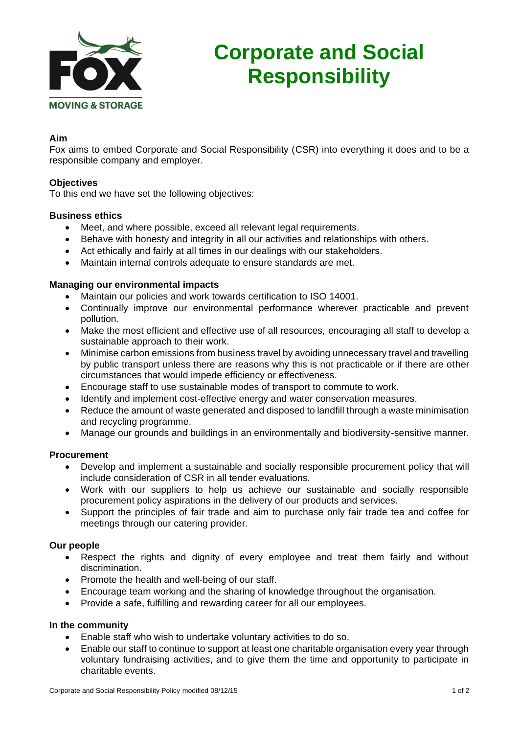# Corporate and Social Responsibility

### Aim

Fox aims to embed Corporate and Social Responsibility (CSR) into everything it does and to be a responsible company and employer.

### Objectives

To this end we have set the following objectives:

### Business ethics

- Meet, and where possible, exceed all relevant legal requirements.
- Behave with honesty and integrity in all our activities and relationships with others.
- Act ethically and fairly at all times in our dealings with our stakeholders.
- Maintain internal controls adequate to ensure standards are met.

### Managing our environmental impacts

- Maintain our policies and work towards certification to ISO 14001.
- Continually improve our environmental performance wherever practicable and prevent pollution.
- Make the most efficient and effective use of all resources, encouraging all staff to develop a sustainable approach to their work.
- Minimise carbon emissions from business travel by avoiding unnecessary travel and travelling by public transport unless there are reasons why this is not practicable or if there are other circumstances that would impede efficiency or effectiveness.
- Encourage staff to use sustainable modes of transport to commute to work.
- Identify and implement cost-effective energy and water conservation measures.
- Reduce the amount of waste generated and disposed to landfill through a waste minimisation and recycling programme.
- Manage our grounds and buildings in an environmentally and biodiversity-sensitive manner.

### Procurement

- Develop and implement a sustainable and socially responsible procurement policy that will include consideration of CSR in all tender evaluations.
- Work with our suppliers to help us achieve our sustainable and socially responsible procurement policy aspirations in the delivery of our products and services.
- Support the principles of fair trade and aim to purchase only fair trade tea and coffee for meetings through our catering provider.

### Our people

- Respect the rights and dignity of every employee and treat them fairly and without discrimination.
- Promote the health and well-being of our staff.
- Encourage team working and the sharing of knowledge throughout the organisation.
- Provide a safe, fulfilling and rewarding career for all our employees.

### In the community

- Enable staff who wish to undertake voluntary activities to do so.
- Enable our staff to continue to support at least one charitable organisation every year through voluntary fundraising activities, and to give them the time and opportunity to participate in charitable events.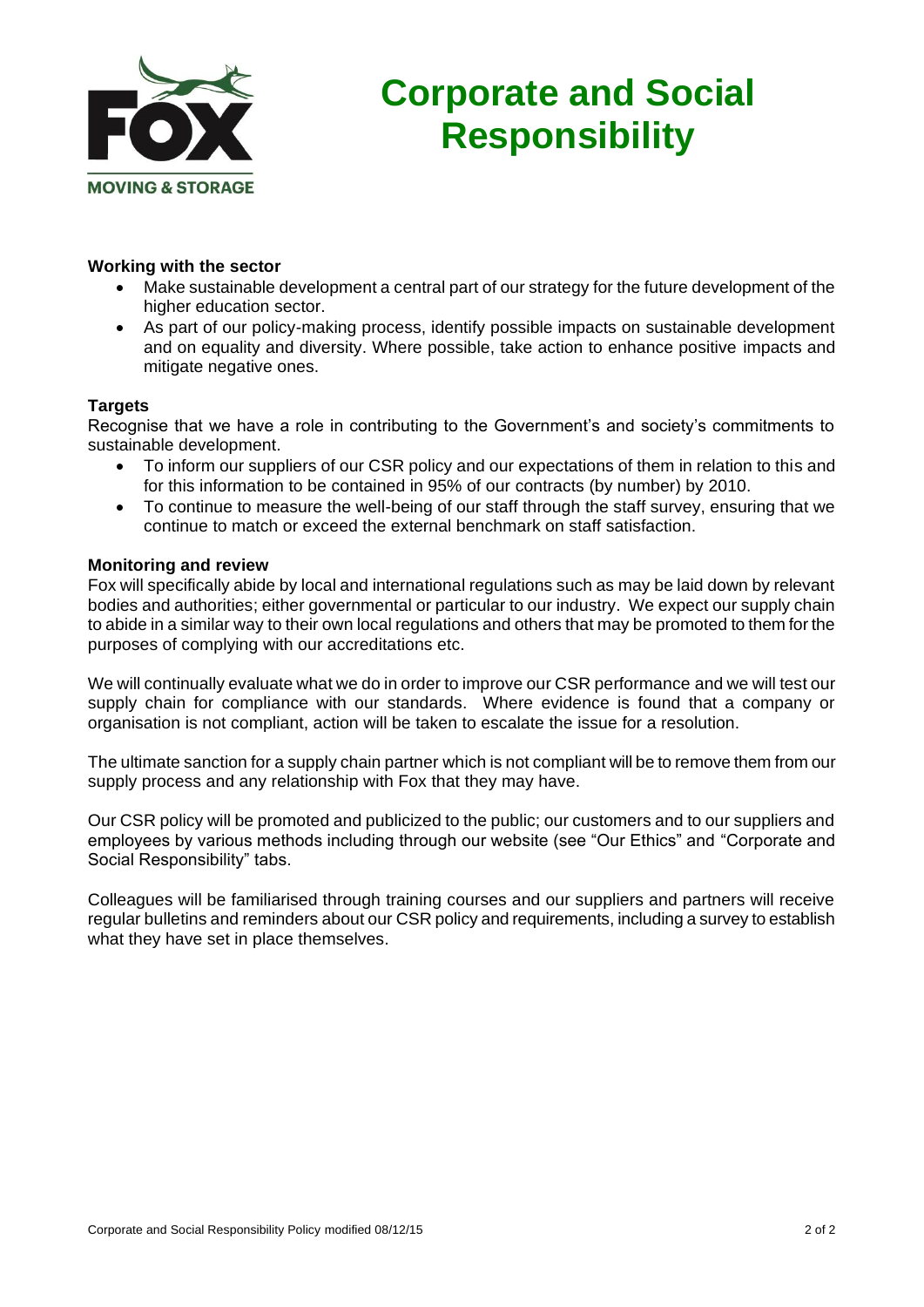# Corporate and Social Responsibility

### Working with the sector

- Make sustainable development a central part of our strategy for the future development of the higher education sector.
- As part of our policy-making process, identify possible impacts on sustainable development and on equality and diversity. Where possible, take action to enhance positive impacts and mitigate negative ones.

### Targets

Recognise that we have a role in contributing to the Government's and society's commitments to sustainable development.

- To inform our suppliers of our CSR policy and our expectations of them in relation to this and for this information to be contained in 95% of our contracts (by number) by 2010.
- To continue to measure the well-being of our staff through the staff survey, ensuring that we continue to match or exceed the external benchmark on staff satisfaction.

### Monitoring and review

Fox will specifically abide by local and international regulations such as may be laid down by relevant bodies and authorities; either governmental or particular to our industry. We expect our supply chain to abide in a similar way to their own local regulations and others that may be promoted to them for the purposes of complying with our accreditations etc.

We will continually evaluate what we do in order to improve our CSR performance and we will test our supply chain for compliance with our standards. Where evidence is found that a company or organisation is not compliant, action will be taken to escalate the issue for a resolution.

The ultimate sanction for a supply chain partner which is not compliant will be to remove them from our supply process and any relationship with Fox that they may have.

Our CSR policy will be promoted and publicized to the public; our customers and to our suppliers and employees by various methods including through our website (see "Our Ethics" and "Corporate and Social Responsibility" tabs.

Colleagues will be familiarised through training courses and our suppliers and partners will receive regular bulletins and reminders about our CSR policy and requirements, including a survey to establish what they have set in place themselves.